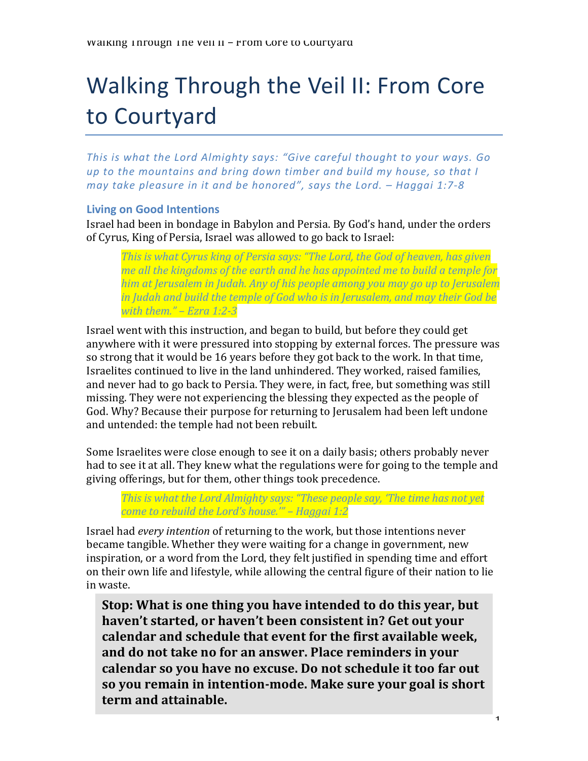# Walking Through the Veil II: From Core to Courtyard

*This is what the Lord Almighty says: "Give careful thought to your ways. Go up to the mountains and bring down timber and build my house, so that I may take pleasure in it and be honored", says the Lord. – Haggai 1:7-8*

## Living on Good Intentions

Israel had been in bondage in Babylon and Persia. By God's hand, under the orders of Cyrus, King of Persia, Israel was allowed to go back to Israel:

> *This is what Cyrus king of Persia says: "The Lord, the God of heaven, has given me all the kingdoms of the earth and he has appointed me to build a temple for him at Jerusalem in Judah. Any of his people among you may go up to Jerusalem in Judah and build the temple of God who is in Jerusalem, and may their God be with them." – Ezra 1:2-3*

Israel went with this instruction, and began to build, but before they could get anywhere with it were pressured into stopping by external forces. The pressure was so strong that it would be 16 years before they got back to the work. In that time, Israelites continued to live in the land unhindered. They worked, raised families, and never had to go back to Persia. They were, in fact, free, but something was still missing. They were not experiencing the blessing they expected as the people of God. Why? Because their purpose for returning to Jerusalem had been left undone and untended: the temple had not been rebuilt.

Some Israelites were close enough to see it on a daily basis; others probably never had to see it at all. They knew what the regulations were for going to the temple and giving offerings, but for them, other things took precedence.

> *This is what the Lord Almighty says: "These people say, 'The time has not yet come to rebuild the Lord's house.'" – Haggai 1:2*

Israel had *every intention* of returning to the work, but those intentions never became tangible. Whether they were waiting for a change in government, new inspiration, or a word from the Lord, they felt justified in spending time and effort on their own life and lifestyle, while allowing the central figure of their nation to lie in waste.

> **Stop: What is one thing you have intended to do this year, but haven't started, or haven't been consistent in? Get out your calendar and schedule that event for the first available week, and do not take no for an answer. Place reminders in your calendar so you have no excuse. Do not schedule it too far out so you remain in intention-mode. Make sure your goal is short term and attainable.**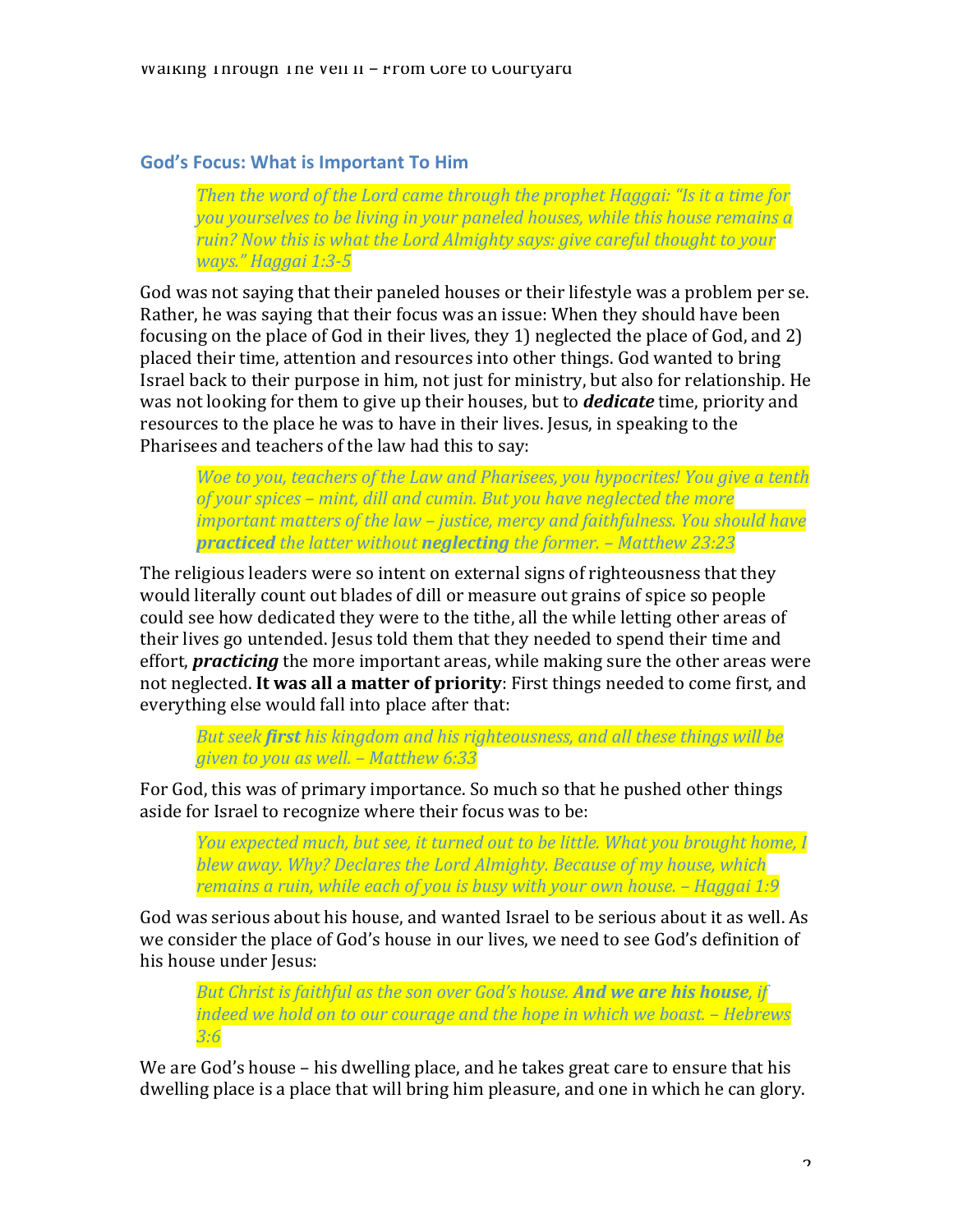## God's Focus: What is Important To Him

> *Then the word of the Lord came through the prophet Haggai: "Is it a time for you yourselves to be living in your paneled houses, while this house remains a ruin? Now this is what the Lord Almighty says: give careful thought to your ways." Haggai 1:3-5*

God was not saying that their paneled houses or their lifestyle was a problem per se. Rather, he was saying that their focus was an issue: When they should have been focusing on the place of God in their lives, they 1) neglected the place of God, and 2) placed their time, attention and resources into other things. God wanted to bring Israel back to their purpose in him, not just for ministry, but also for relationship. He was not looking for them to give up their houses, but to ***dedicate*** time, priority and resources to the place he was to have in their lives. Jesus, in speaking to the Pharisees and teachers of the law had this to say:

> *Woe to you, teachers of the Law and Pharisees, you hypocrites! You give a tenth of your spices – mint, dill and cumin. But you have neglected the more important matters of the law – justice, mercy and faithfulness. You should have **practiced** the latter without **neglecting** the former. – Matthew 23:23*

The religious leaders were so intent on external signs of righteousness that they would literally count out blades of dill or measure out grains of spice so people could see how dedicated they were to the tithe, all the while letting other areas of their lives go untended. Jesus told them that they needed to spend their time and effort, ***practicing*** the more important areas, while making sure the other areas were not neglected. **It was all a matter of priority**: First things needed to come first, and everything else would fall into place after that:

> *But seek **first** his kingdom and his righteousness, and all these things will be given to you as well. – Matthew 6:33*

For God, this was of primary importance. So much so that he pushed other things aside for Israel to recognize where their focus was to be:

> *You expected much, but see, it turned out to be little. What you brought home, I blew away. Why? Declares the Lord Almighty. Because of my house, which remains a ruin, while each of you is busy with your own house. – Haggai 1:9*

God was serious about his house, and wanted Israel to be serious about it as well. As we consider the place of God's house in our lives, we need to see God's definition of his house under Jesus:

> *But Christ is faithful as the son over God's house. **And we are his house**, if indeed we hold on to our courage and the hope in which we boast. – Hebrews 3:6*

We are God's house – his dwelling place, and he takes great care to ensure that his dwelling place is a place that will bring him pleasure, and one in which he can glory.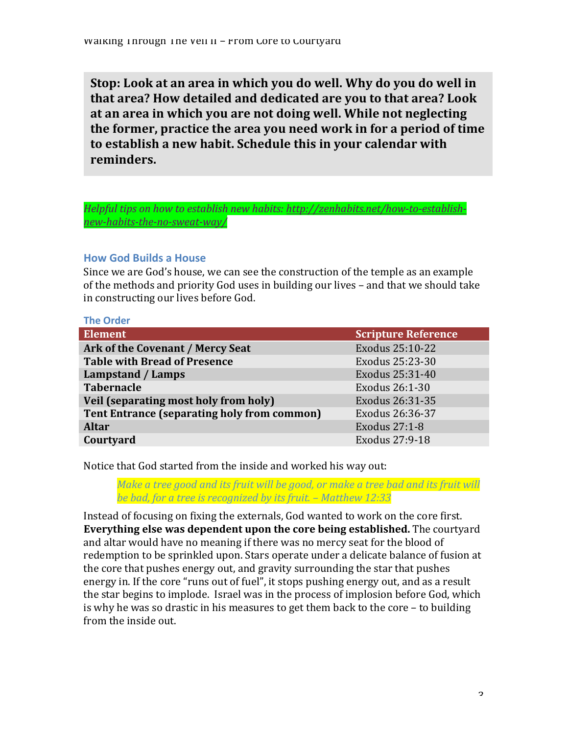**Stop: Look at an area in which you do well. Why do you do well in that area? How detailed and dedicated are you to that area? Look at an area in which you are not doing well. While not neglecting the former, practice the area you need work in for a period of time to establish a new habit. Schedule this in your calendar with reminders.**

*Helpful tips on how to establish new habits: [http://zenhabits.net/how-to-establish-new-habits-the-no-sweat-way/](http://zenhabits.net/how-to-establish-new-habits-the-no-sweat-way/)*

### How God Builds a House

Since we are God's house, we can see the construction of the temple as an example of the methods and priority God uses in building our lives – and that we should take in constructing our lives before God.

#### The Order

| Element | Scripture Reference |
|---|---|
| **Ark of the Covenant / Mercy Seat** | Exodus 25:10-22 |
| **Table with Bread of Presence** | Exodus 25:23-30 |
| **Lampstand / Lamps** | Exodus 25:31-40 |
| **Tabernacle** | Exodus 26:1-30 |
| **Veil (separating most holy from holy)** | Exodus 26:31-35 |
| **Tent Entrance (separating holy from common)** | Exodus 26:36-37 |
| **Altar** | Exodus 27:1-8 |
| **Courtyard** | Exodus 27:9-18 |

Notice that God started from the inside and worked his way out:

> *Make a tree good and its fruit will be good, or make a tree bad and its fruit will be bad, for a tree is recognized by its fruit. – Matthew 12:33*

Instead of focusing on fixing the externals, God wanted to work on the core first. **Everything else was dependent upon the core being established.** The courtyard and altar would have no meaning if there was no mercy seat for the blood of redemption to be sprinkled upon. Stars operate under a delicate balance of fusion at the core that pushes energy out, and gravity surrounding the star that pushes energy in. If the core "runs out of fuel", it stops pushing energy out, and as a result the star begins to implode. Israel was in the process of implosion before God, which is why he was so drastic in his measures to get them back to the core – to building from the inside out.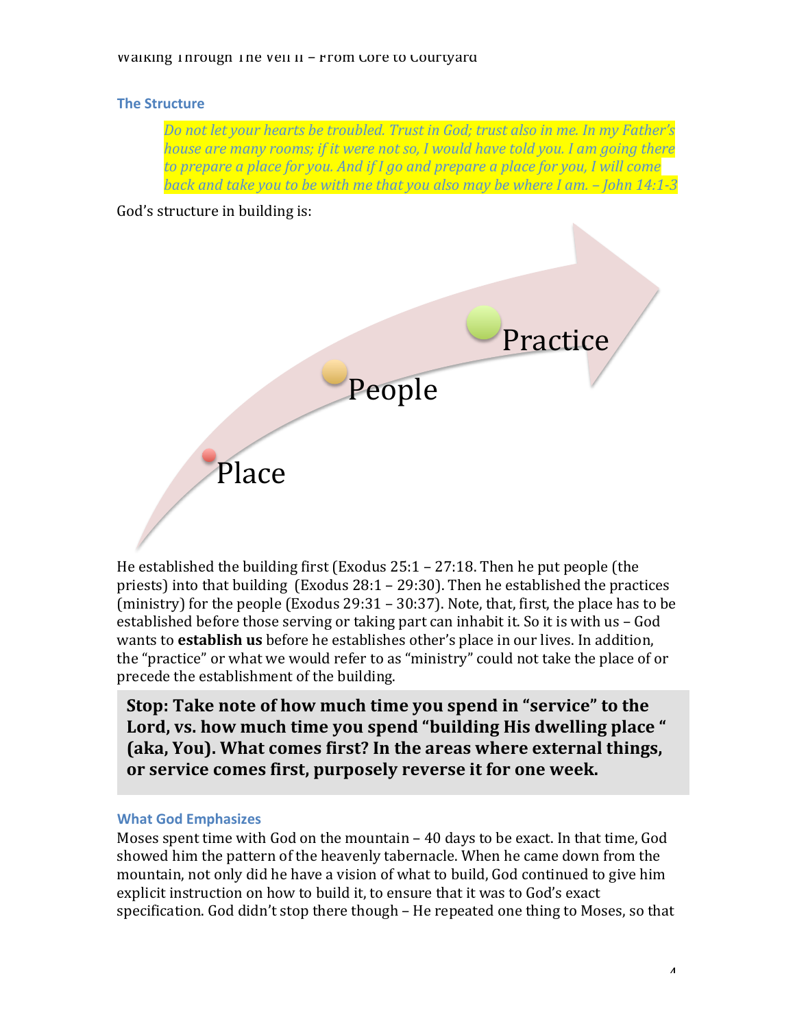## The Structure

> *Do not let your hearts be troubled. Trust in God; trust also in me. In my Father's house are many rooms; if it were not so, I would have told you. I am going there to prepare a place for you. And if I go and prepare a place for you, I will come back and take you to be with me that you also may be where I am. – John 14:1-3*

God's structure in building is:

Place → People → Practice

He established the building first (Exodus 25:1 – 27:18. Then he put people (the priests) into that building (Exodus 28:1 – 29:30). Then he established the practices (ministry) for the people (Exodus 29:31 – 30:37). Note, that, first, the place has to be established before those serving or taking part can inhabit it. So it is with us – God wants to **establish us** before he establishes other's place in our lives. In addition, the "practice" or what we would refer to as "ministry" could not take the place of or precede the establishment of the building.

> **Stop: Take note of how much time you spend in "service" to the Lord, vs. how much time you spend "building His dwelling place " (aka, You). What comes first? In the areas where external things, or service comes first, purposely reverse it for one week.**

## What God Emphasizes

Moses spent time with God on the mountain – 40 days to be exact. In that time, God showed him the pattern of the heavenly tabernacle. When he came down from the mountain, not only did he have a vision of what to build, God continued to give him explicit instruction on how to build it, to ensure that it was to God's exact specification. God didn't stop there though – He repeated one thing to Moses, so that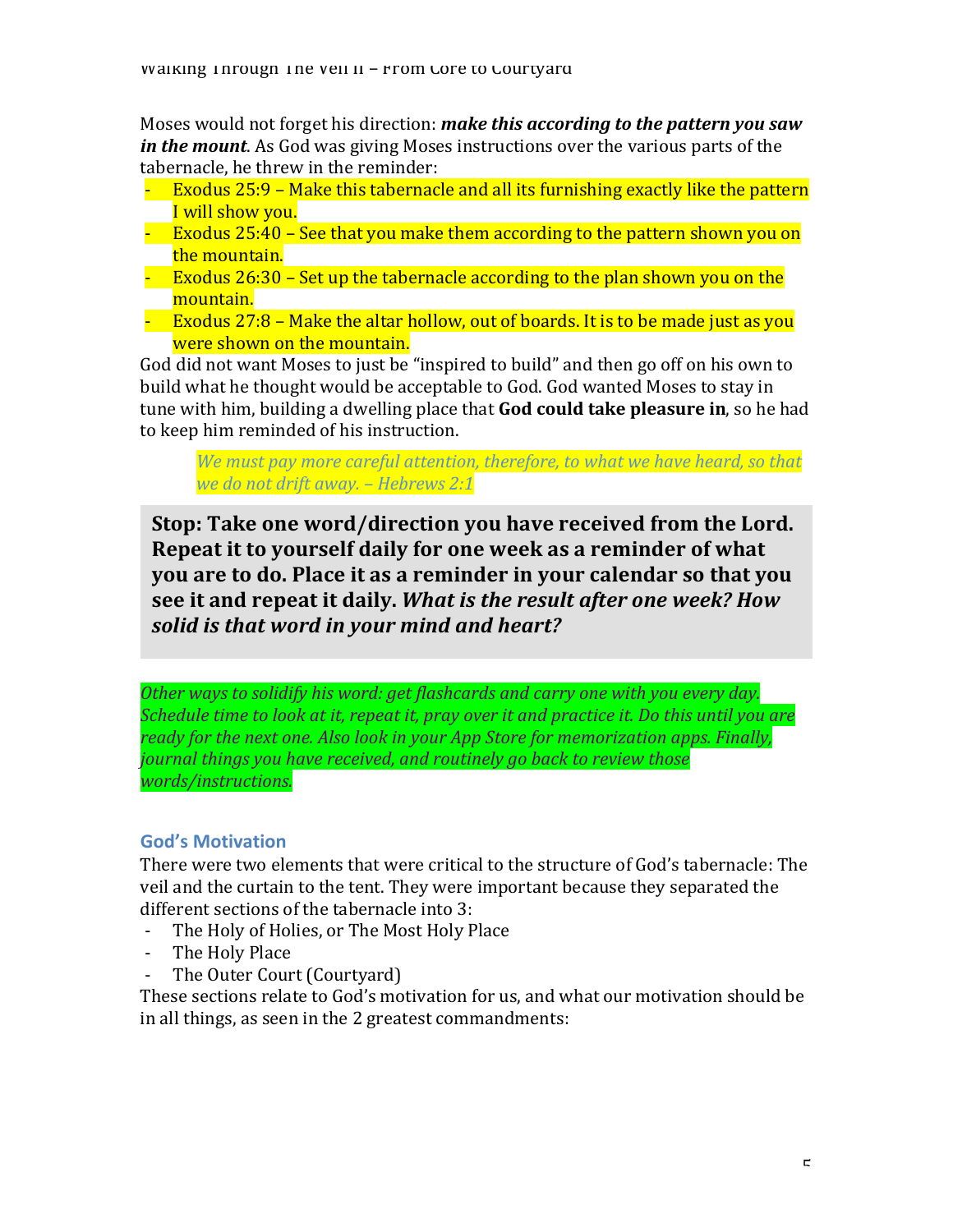Moses would not forget his direction: ***make this according to the pattern you saw in the mount***. As God was giving Moses instructions over the various parts of the tabernacle, he threw in the reminder:

- Exodus 25:9 – Make this tabernacle and all its furnishing exactly like the pattern I will show you.
- Exodus 25:40 – See that you make them according to the pattern shown you on the mountain.
- Exodus 26:30 – Set up the tabernacle according to the plan shown you on the mountain.
- Exodus 27:8 – Make the altar hollow, out of boards. It is to be made just as you were shown on the mountain.

God did not want Moses to just be "inspired to build" and then go off on his own to build what he thought would be acceptable to God. God wanted Moses to stay in tune with him, building a dwelling place that **God could take pleasure in**, so he had to keep him reminded of his instruction.

> *We must pay more careful attention, therefore, to what we have heard, so that we do not drift away. – Hebrews 2:1*

**Stop: Take one word/direction you have received from the Lord. Repeat it to yourself daily for one week as a reminder of what you are to do. Place it as a reminder in your calendar so that you see it and repeat it daily. *What is the result after one week? How solid is that word in your mind and heart?***

*Other ways to solidify his word: get flashcards and carry one with you every day. Schedule time to look at it, repeat it, pray over it and practice it. Do this until you are ready for the next one. Also look in your App Store for memorization apps. Finally, journal things you have received, and routinely go back to review those words/instructions.*

### God's Motivation

There were two elements that were critical to the structure of God's tabernacle: The veil and the curtain to the tent. They were important because they separated the different sections of the tabernacle into 3:

- The Holy of Holies, or The Most Holy Place
- The Holy Place
- The Outer Court (Courtyard)

These sections relate to God's motivation for us, and what our motivation should be in all things, as seen in the 2 greatest commandments: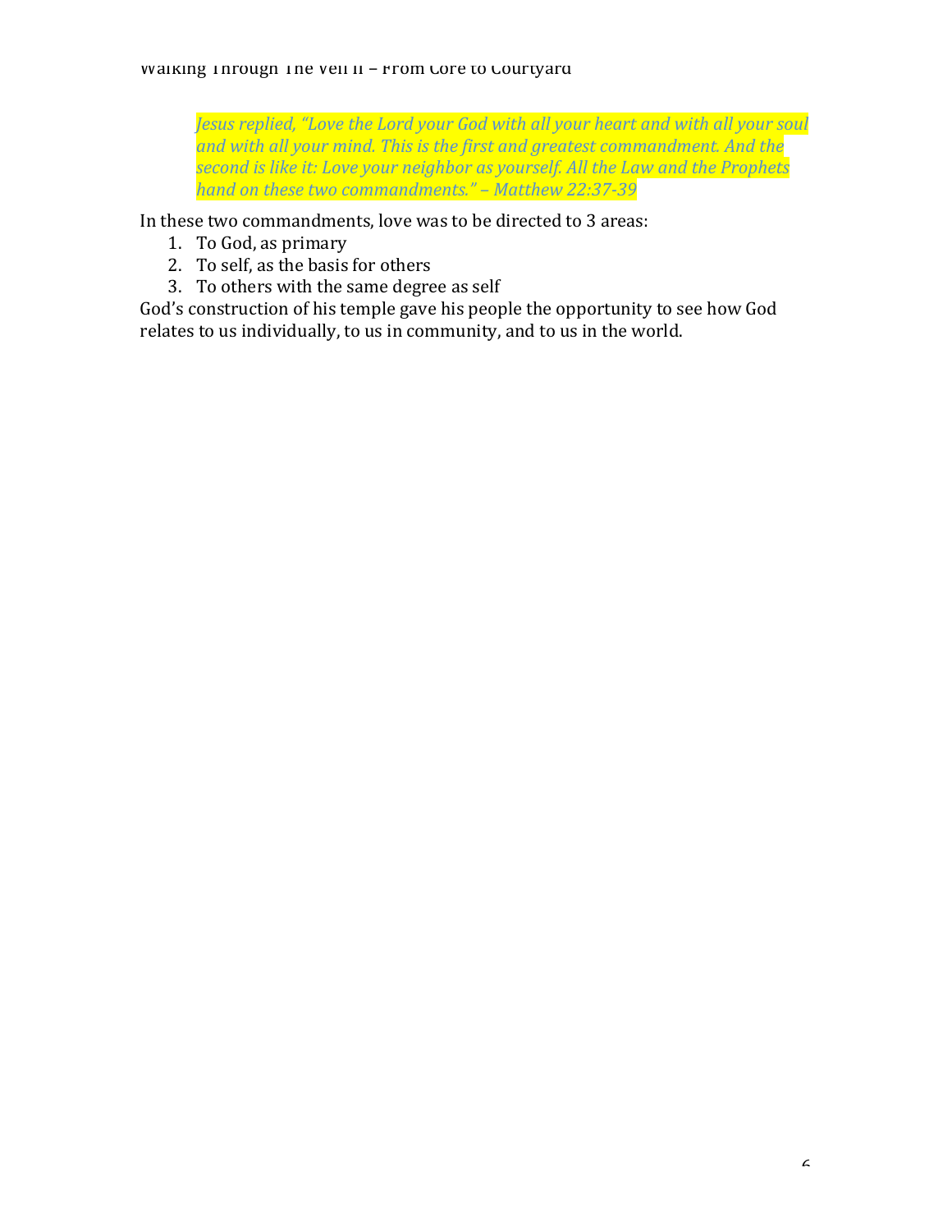*Jesus replied, "Love the Lord your God with all your heart and with all your soul and with all your mind. This is the first and greatest commandment. And the second is like it: Love your neighbor as yourself. All the Law and the Prophets hand on these two commandments." – Matthew 22:37-39*

In these two commandments, love was to be directed to 3 areas:

1. To God, as primary
2. To self, as the basis for others
3. To others with the same degree as self

God's construction of his temple gave his people the opportunity to see how God relates to us individually, to us in community, and to us in the world.